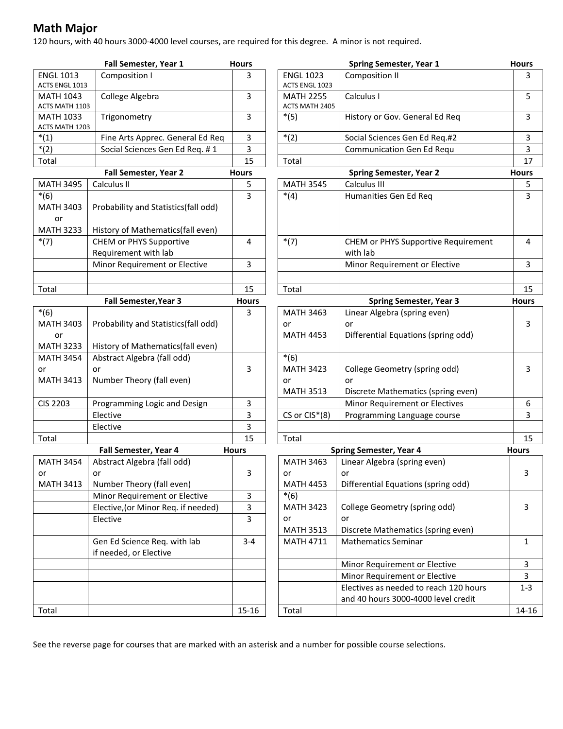# Math Major

120 hours, with 40 hours 3000-4000 level courses, are required for this degree. A minor is not required.

| | Fall Semester, Year 1 | Hours |
|---|---|---|
| ENGL 1013 ACTS ENGL 1013 | Composition I | 3 |
| MATH 1043 ACTS MATH 1103 | College Algebra | 3 |
| MATH 1033 ACTS MATH 1203 | Trigonometry | 3 |
| *(1) | Fine Arts Apprec. General Ed Req | 3 |
| *(2) | Social Sciences Gen Ed Req. # 1 | 3 |
| Total | | 15 |

| | Spring Semester, Year 1 | Hours |
|---|---|---|
| ENGL 1023 ACTS ENGL 1023 | Composition II | 3 |
| MATH 2255 ACTS MATH 2405 | Calculus I | 5 |
| *(5) | History or Gov. General Ed Req | 3 |
| *(2) | Social Sciences Gen Ed Req.#2 | 3 |
| | Communication Gen Ed Requ | 3 |
| Total | | 17 |

| | Fall Semester, Year 2 | Hours |
|---|---|---|
| MATH 3495 | Calculus II | 5 |
| *(6) MATH 3403 or MATH 3233 | Probability and Statistics(fall odd) History of Mathematics(fall even) | 3 |
| *(7) | CHEM or PHYS Supportive Requirement with lab | 4 |
| | Minor Requirement or Elective | 3 |
| | | |
| Total | | 15 |

| | Spring Semester, Year 2 | Hours |
|---|---|---|
| MATH 3545 | Calculus III | 5 |
| *(4) | Humanities Gen Ed Req | 3 |
| *(7) | CHEM or PHYS Supportive Requirement with lab | 4 |
| | Minor Requirement or Elective | 3 |
| | | |
| Total | | 15 |

| | Fall Semester, Year 3 | Hours |
|---|---|---|
| *(6) MATH 3403 or MATH 3233 | Probability and Statistics(fall odd) History of Mathematics(fall even) | 3 |
| MATH 3454 or MATH 3413 | Abstract Algebra (fall odd) or Number Theory (fall even) | 3 |
| CIS 2203 | Programming Logic and Design | 3 |
| | Elective | 3 |
| | Elective | 3 |
| Total | | 15 |

| | Spring Semester, Year 3 | Hours |
|---|---|---|
| MATH 3463 or MATH 4453 | Linear Algebra (spring even) or Differential Equations (spring odd) | 3 |
| *(6) MATH 3423 or MATH 3513 | College Geometry (spring odd) or Discrete Mathematics (spring even) | 3 |
| | Minor Requirement or Electives | 6 |
| CS or CIS*(8) | Programming Language course | 3 |
| | | |
| Total | | 15 |

| | Fall Semester, Year 4 | Hours |
|---|---|---|
| MATH 3454 or MATH 3413 | Abstract Algebra (fall odd) or Number Theory (fall even) | 3 |
| | Minor Requirement or Elective | 3 |
| | Elective,(or Minor Req. if needed) | 3 |
| | Elective | 3 |
| | Gen Ed Science Req. with lab if needed, or Elective | 3-4 |
| | | |
| | | |
| | | |
| Total | | 15-16 |

| | Spring Semester, Year 4 | Hours |
|---|---|---|
| MATH 3463 or MATH 4453 | Linear Algebra (spring even) or Differential Equations (spring odd) | 3 |
| *(6) MATH 3423 or MATH 3513 | College Geometry (spring odd) or Discrete Mathematics (spring even) | 3 |
| MATH 4711 | Mathematics Seminar | 1 |
| | Minor Requirement or Elective | 3 |
| | Minor Requirement or Elective | 3 |
| | Electives as needed to reach 120 hours and 40 hours 3000-4000 level credit | 1-3 |
| Total | | 14-16 |

See the reverse page for courses that are marked with an asterisk and a number for possible course selections.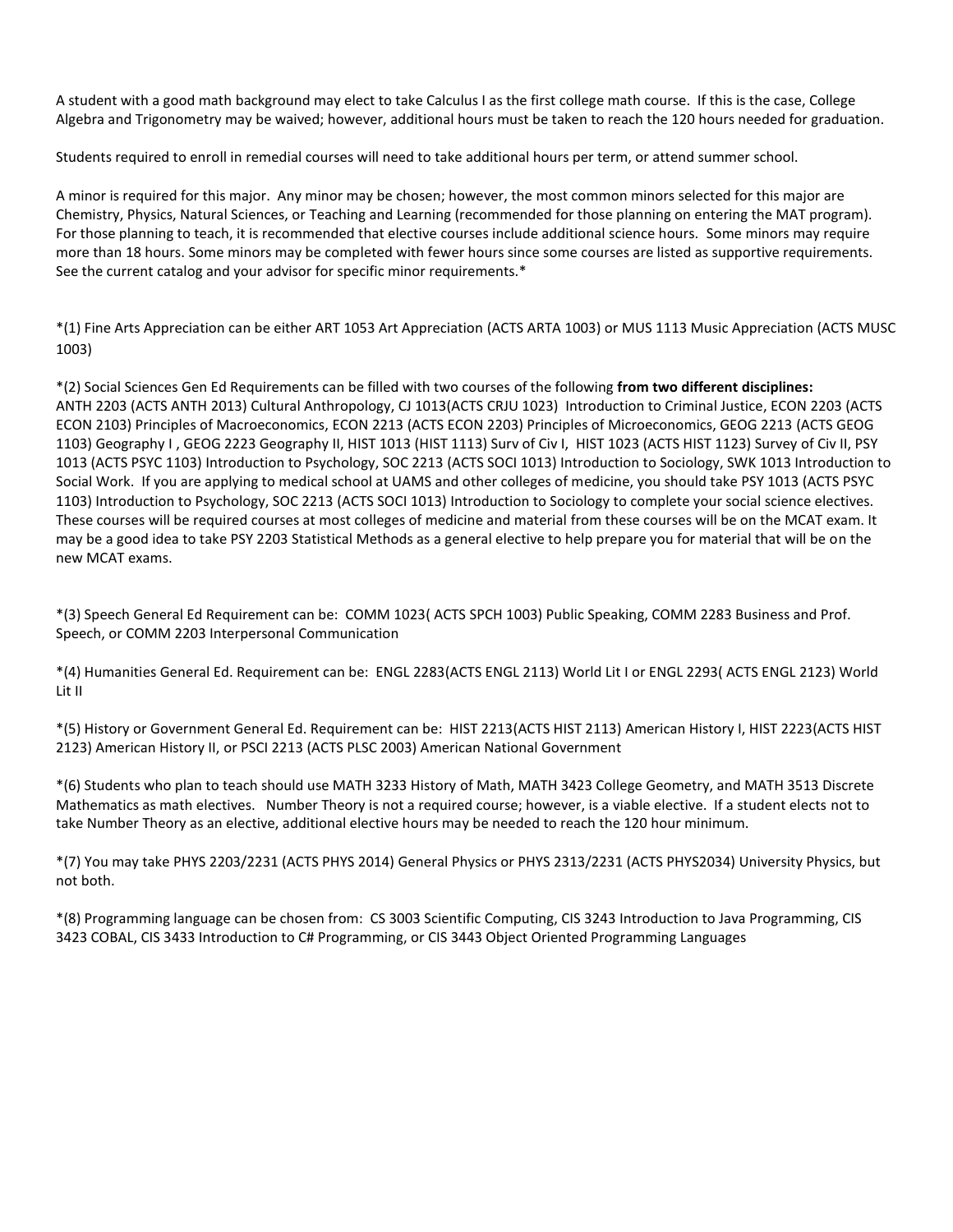A student with a good math background may elect to take Calculus I as the first college math course. If this is the case, College Algebra and Trigonometry may be waived; however, additional hours must be taken to reach the 120 hours needed for graduation.

Students required to enroll in remedial courses will need to take additional hours per term, or attend summer school.

A minor is required for this major. Any minor may be chosen; however, the most common minors selected for this major are Chemistry, Physics, Natural Sciences, or Teaching and Learning (recommended for those planning on entering the MAT program). For those planning to teach, it is recommended that elective courses include additional science hours. Some minors may require more than 18 hours. Some minors may be completed with fewer hours since some courses are listed as supportive requirements. See the current catalog and your advisor for specific minor requirements.*

*(1) Fine Arts Appreciation can be either ART 1053 Art Appreciation (ACTS ARTA 1003) or MUS 1113 Music Appreciation (ACTS MUSC 1003)

*(2) Social Sciences Gen Ed Requirements can be filled with two courses of the following **from two different disciplines:** ANTH 2203 (ACTS ANTH 2013) Cultural Anthropology, CJ 1013(ACTS CRJU 1023) Introduction to Criminal Justice, ECON 2203 (ACTS ECON 2103) Principles of Macroeconomics, ECON 2213 (ACTS ECON 2203) Principles of Microeconomics, GEOG 2213 (ACTS GEOG 1103) Geography I , GEOG 2223 Geography II, HIST 1013 (HIST 1113) Surv of Civ I, HIST 1023 (ACTS HIST 1123) Survey of Civ II, PSY 1013 (ACTS PSYC 1103) Introduction to Psychology, SOC 2213 (ACTS SOCI 1013) Introduction to Sociology, SWK 1013 Introduction to Social Work. If you are applying to medical school at UAMS and other colleges of medicine, you should take PSY 1013 (ACTS PSYC 1103) Introduction to Psychology, SOC 2213 (ACTS SOCI 1013) Introduction to Sociology to complete your social science electives. These courses will be required courses at most colleges of medicine and material from these courses will be on the MCAT exam. It may be a good idea to take PSY 2203 Statistical Methods as a general elective to help prepare you for material that will be on the new MCAT exams.

*(3) Speech General Ed Requirement can be: COMM 1023( ACTS SPCH 1003) Public Speaking, COMM 2283 Business and Prof. Speech, or COMM 2203 Interpersonal Communication

*(4) Humanities General Ed. Requirement can be: ENGL 2283(ACTS ENGL 2113) World Lit I or ENGL 2293( ACTS ENGL 2123) World Lit II

*(5) History or Government General Ed. Requirement can be: HIST 2213(ACTS HIST 2113) American History I, HIST 2223(ACTS HIST 2123) American History II, or PSCI 2213 (ACTS PLSC 2003) American National Government

*(6) Students who plan to teach should use MATH 3233 History of Math, MATH 3423 College Geometry, and MATH 3513 Discrete Mathematics as math electives. Number Theory is not a required course; however, is a viable elective. If a student elects not to take Number Theory as an elective, additional elective hours may be needed to reach the 120 hour minimum.

*(7) You may take PHYS 2203/2231 (ACTS PHYS 2014) General Physics or PHYS 2313/2231 (ACTS PHYS2034) University Physics, but not both.

*(8) Programming language can be chosen from: CS 3003 Scientific Computing, CIS 3243 Introduction to Java Programming, CIS 3423 COBAL, CIS 3433 Introduction to C# Programming, or CIS 3443 Object Oriented Programming Languages